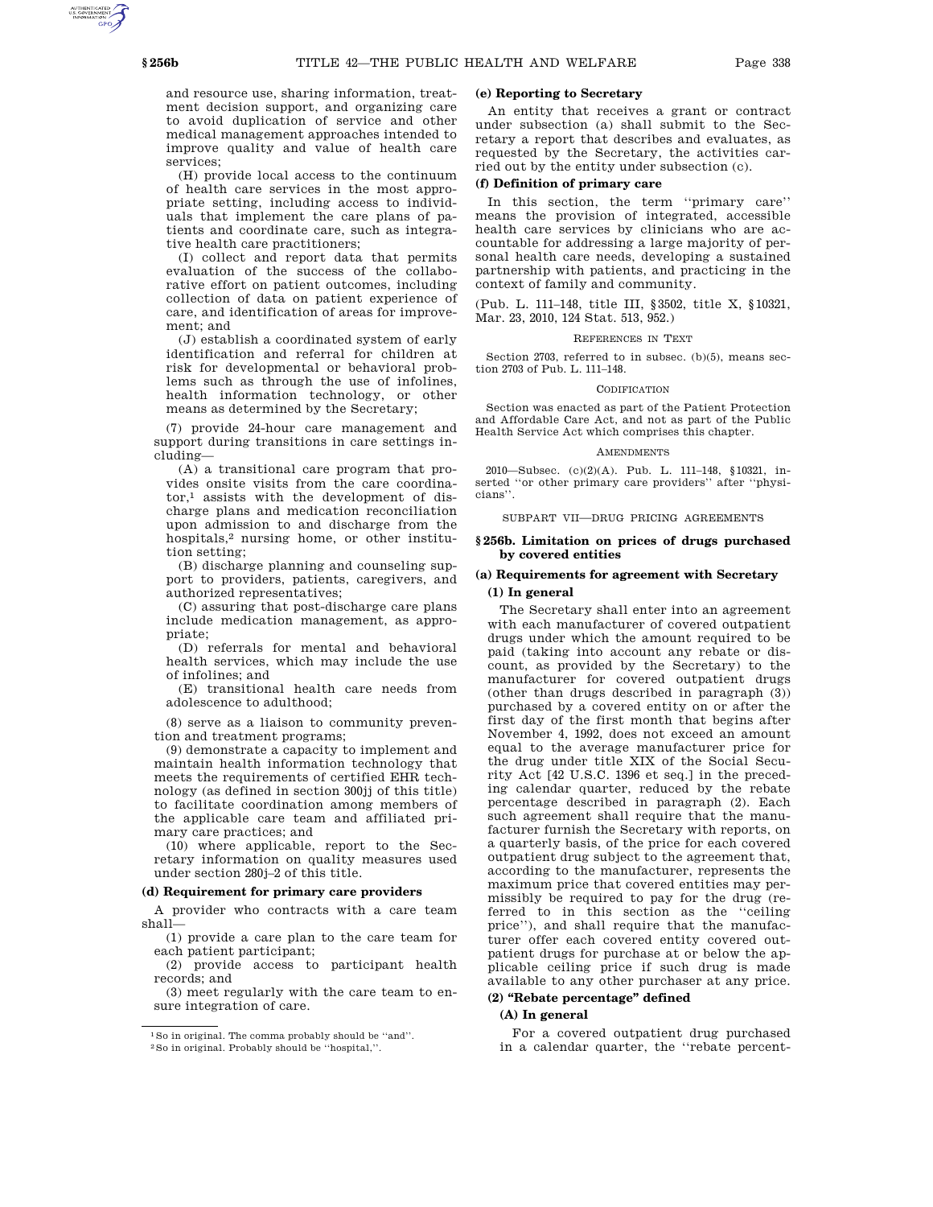and resource use, sharing information, treatment decision support, and organizing care to avoid duplication of service and other medical management approaches intended to improve quality and value of health care services;

(H) provide local access to the continuum of health care services in the most appropriate setting, including access to individuals that implement the care plans of patients and coordinate care, such as integrative health care practitioners;

(I) collect and report data that permits evaluation of the success of the collaborative effort on patient outcomes, including collection of data on patient experience of care, and identification of areas for improvement; and

(J) establish a coordinated system of early identification and referral for children at risk for developmental or behavioral problems such as through the use of infolines, health information technology, or other means as determined by the Secretary;

(7) provide 24-hour care management and support during transitions in care settings including—

(A) a transitional care program that provides onsite visits from the care coordinator,[1] assists with the development of discharge plans and medication reconciliation upon admission to and discharge from the hospitals,[2] nursing home, or other institution setting;

(B) discharge planning and counseling support to providers, patients, caregivers, and authorized representatives;

(C) assuring that post-discharge care plans include medication management, as appropriate;

(D) referrals for mental and behavioral health services, which may include the use of infolines; and

(E) transitional health care needs from adolescence to adulthood;

(8) serve as a liaison to community prevention and treatment programs;

(9) demonstrate a capacity to implement and maintain health information technology that meets the requirements of certified EHR technology (as defined in section 300jj of this title) to facilitate coordination among members of the applicable care team and affiliated primary care practices; and

(10) where applicable, report to the Secretary information on quality measures used under section 280j–2 of this title.

### (d) Requirement for primary care providers

A provider who contracts with a care team shall—

(1) provide a care plan to the care team for each patient participant;

(2) provide access to participant health records; and

(3) meet regularly with the care team to ensure integration of care.

[1] So in original. The comma probably should be "and".

[2] So in original. Probably should be "hospital,".

### (e) Reporting to Secretary

An entity that receives a grant or contract under subsection (a) shall submit to the Secretary a report that describes and evaluates, as requested by the Secretary, the activities carried out by the entity under subsection (c).

### (f) Definition of primary care

In this section, the term "primary care" means the provision of integrated, accessible health care services by clinicians who are accountable for addressing a large majority of personal health care needs, developing a sustained partnership with patients, and practicing in the context of family and community.

(Pub. L. 111–148, title III, §3502, title X, §10321, Mar. 23, 2010, 124 Stat. 513, 952.)

REFERENCES IN TEXT

Section 2703, referred to in subsec. (b)(5), means section 2703 of Pub. L. 111–148.

CODIFICATION

Section was enacted as part of the Patient Protection and Affordable Care Act, and not as part of the Public Health Service Act which comprises this chapter.

AMENDMENTS

2010—Subsec. (c)(2)(A). Pub. L. 111–148, §10321, inserted "or other primary care providers" after "physicians".

SUBPART VII—DRUG PRICING AGREEMENTS

## §256b. Limitation on prices of drugs purchased by covered entities

### (a) Requirements for agreement with Secretary

#### (1) In general

The Secretary shall enter into an agreement with each manufacturer of covered outpatient drugs under which the amount required to be paid (taking into account any rebate or discount, as provided by the Secretary) to the manufacturer for covered outpatient drugs (other than drugs described in paragraph (3)) purchased by a covered entity on or after the first day of the first month that begins after November 4, 1992, does not exceed an amount equal to the average manufacturer price for the drug under title XIX of the Social Security Act [42 U.S.C. 1396 et seq.] in the preceding calendar quarter, reduced by the rebate percentage described in paragraph (2). Each such agreement shall require that the manufacturer furnish the Secretary with reports, on a quarterly basis, of the price for each covered outpatient drug subject to the agreement that, according to the manufacturer, represents the maximum price that covered entities may permissibly be required to pay for the drug (referred to in this section as the "ceiling price"), and shall require that the manufacturer offer each covered entity covered outpatient drugs for purchase at or below the applicable ceiling price if such drug is made available to any other purchaser at any price.

#### (2) "Rebate percentage" defined

##### (A) In general

For a covered outpatient drug purchased in a calendar quarter, the "rebate percent-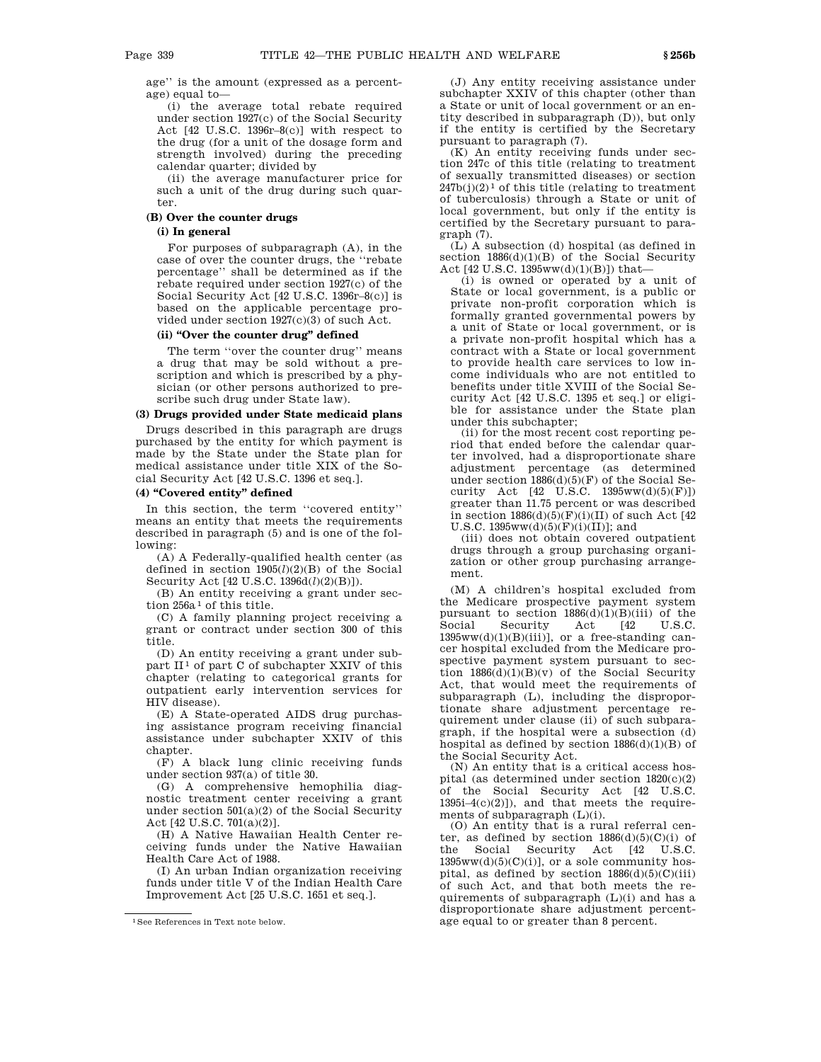age'' is the amount (expressed as a percentage) equal to—

(i) the average total rebate required under section 1927(c) of the Social Security Act [42 U.S.C. 1396r–8(c)] with respect to the drug (for a unit of the dosage form and strength involved) during the preceding calendar quarter; divided by

(ii) the average manufacturer price for such a unit of the drug during such quarter.

**(B) Over the counter drugs**

**(i) In general**

For purposes of subparagraph (A), in the case of over the counter drugs, the ''rebate percentage'' shall be determined as if the rebate required under section 1927(c) of the Social Security Act [42 U.S.C. 1396r–8(c)] is based on the applicable percentage provided under section 1927(c)(3) of such Act.

**(ii) "Over the counter drug" defined**

The term ''over the counter drug'' means a drug that may be sold without a prescription and which is prescribed by a physician (or other persons authorized to prescribe such drug under State law).

**(3) Drugs provided under State medicaid plans**

Drugs described in this paragraph are drugs purchased by the entity for which payment is made by the State under the State plan for medical assistance under title XIX of the Social Security Act [42 U.S.C. 1396 et seq.].

**(4) "Covered entity" defined**

In this section, the term ''covered entity'' means an entity that meets the requirements described in paragraph (5) and is one of the following:

(A) A Federally-qualified health center (as defined in section 1905(*l*)(2)(B) of the Social Security Act [42 U.S.C. 1396d(*l*)(2)(B)]).

(B) An entity receiving a grant under section 256a[1] of this title.

(C) A family planning project receiving a grant or contract under section 300 of this title.

(D) An entity receiving a grant under subpart II[1] of part C of subchapter XXIV of this chapter (relating to categorical grants for outpatient early intervention services for HIV disease).

(E) A State-operated AIDS drug purchasing assistance program receiving financial assistance under subchapter XXIV of this chapter.

(F) A black lung clinic receiving funds under section 937(a) of title 30.

(G) A comprehensive hemophilia diagnostic treatment center receiving a grant under section 501(a)(2) of the Social Security Act [42 U.S.C. 701(a)(2)].

(H) A Native Hawaiian Health Center receiving funds under the Native Hawaiian Health Care Act of 1988.

(I) An urban Indian organization receiving funds under title V of the Indian Health Care Improvement Act [25 U.S.C. 1651 et seq.].

(J) Any entity receiving assistance under subchapter XXIV of this chapter (other than a State or unit of local government or an entity described in subparagraph (D)), but only if the entity is certified by the Secretary pursuant to paragraph (7).

(K) An entity receiving funds under section 247c of this title (relating to treatment of sexually transmitted diseases) or section 247b(j)(2)[1] of this title (relating to treatment of tuberculosis) through a State or unit of local government, but only if the entity is certified by the Secretary pursuant to paragraph (7).

(L) A subsection (d) hospital (as defined in section 1886(d)(1)(B) of the Social Security Act [42 U.S.C. 1395ww(d)(1)(B)]) that—

(i) is owned or operated by a unit of State or local government, is a public or private non-profit corporation which is formally granted governmental powers by a unit of State or local government, or is a private non-profit hospital which has a contract with a State or local government to provide health care services to low income individuals who are not entitled to benefits under title XVIII of the Social Security Act [42 U.S.C. 1395 et seq.] or eligible for assistance under the State plan under this subchapter;

(ii) for the most recent cost reporting period that ended before the calendar quarter involved, had a disproportionate share adjustment percentage (as determined under section 1886(d)(5)(F) of the Social Security Act [42 U.S.C. 1395ww(d)(5)(F)]) greater than 11.75 percent or was described in section 1886(d)(5)(F)(i)(II) of such Act [42 U.S.C. 1395ww(d)(5)(F)(i)(II)]; and

(iii) does not obtain covered outpatient drugs through a group purchasing organization or other group purchasing arrangement.

(M) A children's hospital excluded from the Medicare prospective payment system pursuant to section 1886(d)(1)(B)(iii) of the Social Security Act [42 U.S.C. 1395ww(d)(1)(B)(iii)], or a free-standing cancer hospital excluded from the Medicare prospective payment system pursuant to section 1886(d)(1)(B)(v) of the Social Security Act, that would meet the requirements of subparagraph (L), including the disproportionate share adjustment percentage requirement under clause (ii) of such subparagraph, if the hospital were a subsection (d) hospital as defined by section 1886(d)(1)(B) of the Social Security Act.

(N) An entity that is a critical access hospital (as determined under section 1820(c)(2) of the Social Security Act [42 U.S.C. 1395i–4(c)(2)]), and that meets the requirements of subparagraph (L)(i).

(O) An entity that is a rural referral center, as defined by section 1886(d)(5)(C)(i) of the Social Security Act [42 U.S.C. 1395ww(d)(5)(C)(i)], or a sole community hospital, as defined by section 1886(d)(5)(C)(iii) of such Act, and that both meets the requirements of subparagraph (L)(i) and has a disproportionate share adjustment percentage equal to or greater than 8 percent.

---

[1] See References in Text note below.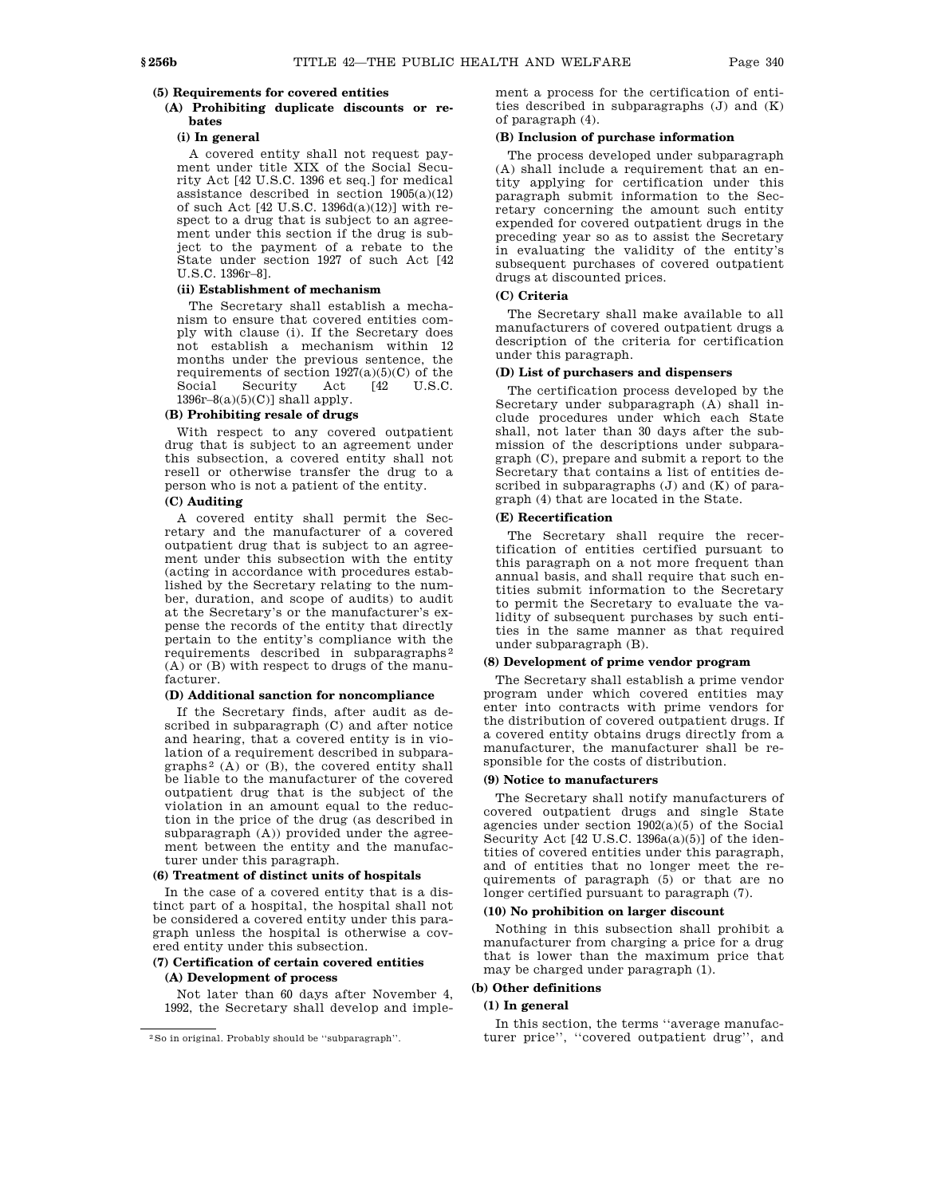**(5) Requirements for covered entities**

**(A) Prohibiting duplicate discounts or rebates**

**(i) In general**

A covered entity shall not request payment under title XIX of the Social Security Act [42 U.S.C. 1396 et seq.] for medical assistance described in section 1905(a)(12) of such Act [42 U.S.C. 1396d(a)(12)] with respect to a drug that is subject to an agreement under this section if the drug is subject to the payment of a rebate to the State under section 1927 of such Act [42 U.S.C. 1396r–8].

**(ii) Establishment of mechanism**

The Secretary shall establish a mechanism to ensure that covered entities comply with clause (i). If the Secretary does not establish a mechanism within 12 months under the previous sentence, the requirements of section 1927(a)(5)(C) of the Social Security Act [42 U.S.C. 1396r–8(a)(5)(C)] shall apply.

**(B) Prohibiting resale of drugs**

With respect to any covered outpatient drug that is subject to an agreement under this subsection, a covered entity shall not resell or otherwise transfer the drug to a person who is not a patient of the entity.

**(C) Auditing**

A covered entity shall permit the Secretary and the manufacturer of a covered outpatient drug that is subject to an agreement under this subsection with the entity (acting in accordance with procedures established by the Secretary relating to the number, duration, and scope of audits) to audit at the Secretary's or the manufacturer's expense the records of the entity that directly pertain to the entity's compliance with the requirements described in subparagraphs[2] (A) or (B) with respect to drugs of the manufacturer.

**(D) Additional sanction for noncompliance**

If the Secretary finds, after audit as described in subparagraph (C) and after notice and hearing, that a covered entity is in violation of a requirement described in subparagraphs[2] (A) or (B), the covered entity shall be liable to the manufacturer of the covered outpatient drug that is the subject of the violation in an amount equal to the reduction in the price of the drug (as described in subparagraph (A)) provided under the agreement between the entity and the manufacturer under this paragraph.

**(6) Treatment of distinct units of hospitals**

In the case of a covered entity that is a distinct part of a hospital, the hospital shall not be considered a covered entity under this paragraph unless the hospital is otherwise a covered entity under this subsection.

**(7) Certification of certain covered entities**

**(A) Development of process**

Not later than 60 days after November 4, 1992, the Secretary shall develop and implement a process for the certification of entities described in subparagraphs (J) and (K) of paragraph (4).

**(B) Inclusion of purchase information**

The process developed under subparagraph (A) shall include a requirement that an entity applying for certification under this paragraph submit information to the Secretary concerning the amount such entity expended for covered outpatient drugs in the preceding year so as to assist the Secretary in evaluating the validity of the entity's subsequent purchases of covered outpatient drugs at discounted prices.

**(C) Criteria**

The Secretary shall make available to all manufacturers of covered outpatient drugs a description of the criteria for certification under this paragraph.

**(D) List of purchasers and dispensers**

The certification process developed by the Secretary under subparagraph (A) shall include procedures under which each State shall, not later than 30 days after the submission of the descriptions under subparagraph (C), prepare and submit a report to the Secretary that contains a list of entities described in subparagraphs (J) and (K) of paragraph (4) that are located in the State.

**(E) Recertification**

The Secretary shall require the recertification of entities certified pursuant to this paragraph on a not more frequent than annual basis, and shall require that such entities submit information to the Secretary to permit the Secretary to evaluate the validity of subsequent purchases by such entities in the same manner as that required under subparagraph (B).

**(8) Development of prime vendor program**

The Secretary shall establish a prime vendor program under which covered entities may enter into contracts with prime vendors for the distribution of covered outpatient drugs. If a covered entity obtains drugs directly from a manufacturer, the manufacturer shall be responsible for the costs of distribution.

**(9) Notice to manufacturers**

The Secretary shall notify manufacturers of covered outpatient drugs and single State agencies under section 1902(a)(5) of the Social Security Act [42 U.S.C. 1396a(a)(5)] of the identities of covered entities under this paragraph, and of entities that no longer meet the requirements of paragraph (5) or that are no longer certified pursuant to paragraph (7).

**(10) No prohibition on larger discount**

Nothing in this subsection shall prohibit a manufacturer from charging a price for a drug that is lower than the maximum price that may be charged under paragraph (1).

**(b) Other definitions**

**(1) In general**

In this section, the terms ''average manufacturer price'', ''covered outpatient drug'', and

---

[2] So in original. Probably should be ''subparagraph''.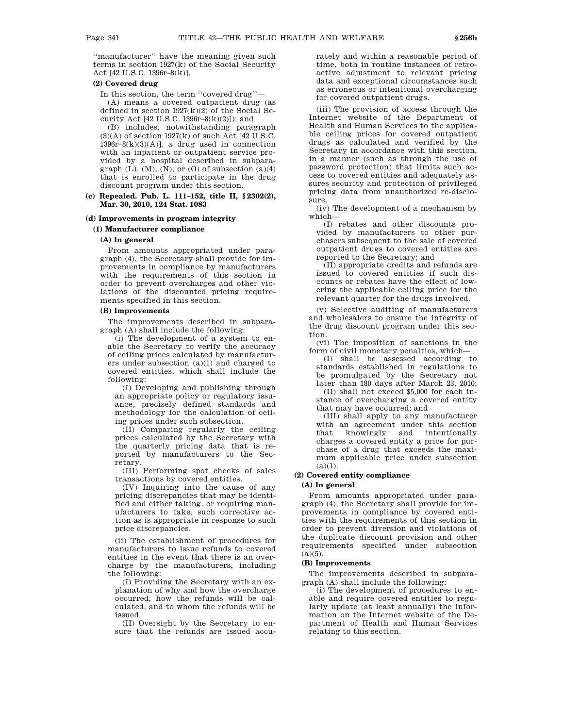''manufacturer'' have the meaning given such terms in section 1927(k) of the Social Security Act [42 U.S.C. 1396r–8(k)].

**(2) Covered drug**

In this section, the term ''covered drug''—

(A) means a covered outpatient drug (as defined in section 1927(k)(2) of the Social Security Act [42 U.S.C. 1396r–8(k)(2)]); and

(B) includes, notwithstanding paragraph (3)(A) of section 1927(k) of such Act [42 U.S.C. 1396r–8(k)(3)(A)], a drug used in connection with an inpatient or outpatient service provided by a hospital described in subparagraph (L), (M), (N), or (O) of subsection (a)(4) that is enrolled to participate in the drug discount program under this section.

**(c) Repealed. Pub. L. 111–152, title II, § 2302(2), Mar. 30, 2010, 124 Stat. 1083**

**(d) Improvements in program integrity**

**(1) Manufacturer compliance**

**(A) In general**

From amounts appropriated under paragraph (4), the Secretary shall provide for improvements in compliance by manufacturers with the requirements of this section in order to prevent overcharges and other violations of the discounted pricing requirements specified in this section.

**(B) Improvements**

The improvements described in subparagraph (A) shall include the following:

(i) The development of a system to enable the Secretary to verify the accuracy of ceiling prices calculated by manufacturers under subsection (a)(1) and charged to covered entities, which shall include the following:

(I) Developing and publishing through an appropriate policy or regulatory issuance, precisely defined standards and methodology for the calculation of ceiling prices under such subsection.

(II) Comparing regularly the ceiling prices calculated by the Secretary with the quarterly pricing data that is reported by manufacturers to the Secretary.

(III) Performing spot checks of sales transactions by covered entities.

(IV) Inquiring into the cause of any pricing discrepancies that may be identified and either taking, or requiring manufacturers to take, such corrective action as is appropriate in response to such price discrepancies.

(ii) The establishment of procedures for manufacturers to issue refunds to covered entities in the event that there is an overcharge by the manufacturers, including the following:

(I) Providing the Secretary with an explanation of why and how the overcharge occurred, how the refunds will be calculated, and to whom the refunds will be issued.

(II) Oversight by the Secretary to ensure that the refunds are issued accurately and within a reasonable period of time, both in routine instances of retroactive adjustment to relevant pricing data and exceptional circumstances such as erroneous or intentional overcharging for covered outpatient drugs.

(iii) The provision of access through the Internet website of the Department of Health and Human Services to the applicable ceiling prices for covered outpatient drugs as calculated and verified by the Secretary in accordance with this section, in a manner (such as through the use of password protection) that limits such access to covered entities and adequately assures security and protection of privileged pricing data from unauthorized re-disclosure.

(iv) The development of a mechanism by which—

(I) rebates and other discounts provided by manufacturers to other purchasers subsequent to the sale of covered outpatient drugs to covered entities are reported to the Secretary; and

(II) appropriate credits and refunds are issued to covered entities if such discounts or rebates have the effect of lowering the applicable ceiling price for the relevant quarter for the drugs involved.

(v) Selective auditing of manufacturers and wholesalers to ensure the integrity of the drug discount program under this section.

(vi) The imposition of sanctions in the form of civil monetary penalties, which—

(I) shall be assessed according to standards established in regulations to be promulgated by the Secretary not later than 180 days after March 23, 2010;

(II) shall not exceed $5,000 for each instance of overcharging a covered entity that may have occurred; and

(III) shall apply to any manufacturer with an agreement under this section that knowingly and intentionally charges a covered entity a price for purchase of a drug that exceeds the maximum applicable price under subsection (a)(1).

**(2) Covered entity compliance**

**(A) In general**

From amounts appropriated under paragraph (4), the Secretary shall provide for improvements in compliance by covered entities with the requirements of this section in order to prevent diversion and violations of the duplicate discount provision and other requirements specified under subsection (a)(5).

**(B) Improvements**

The improvements described in subparagraph (A) shall include the following:

(i) The development of procedures to enable and require covered entities to regularly update (at least annually) the information on the Internet website of the Department of Health and Human Services relating to this section.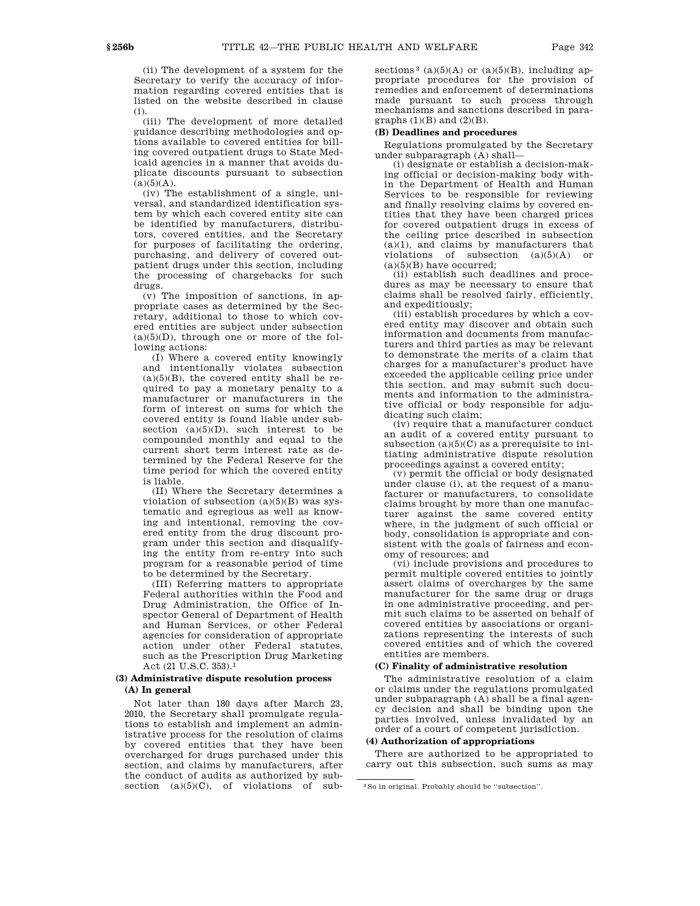(ii) The development of a system for the Secretary to verify the accuracy of information regarding covered entities that is listed on the website described in clause (i).

(iii) The development of more detailed guidance describing methodologies and options available to covered entities for billing covered outpatient drugs to State Medicaid agencies in a manner that avoids duplicate discounts pursuant to subsection (a)(5)(A).

(iv) The establishment of a single, universal, and standardized identification system by which each covered entity site can be identified by manufacturers, distributors, covered entities, and the Secretary for purposes of facilitating the ordering, purchasing, and delivery of covered outpatient drugs under this section, including the processing of chargebacks for such drugs.

(v) The imposition of sanctions, in appropriate cases as determined by the Secretary, additional to those to which covered entities are subject under subsection (a)(5)(D), through one or more of the following actions:

(I) Where a covered entity knowingly and intentionally violates subsection (a)(5)(B), the covered entity shall be required to pay a monetary penalty to a manufacturer or manufacturers in the form of interest on sums for which the covered entity is found liable under subsection (a)(5)(D), such interest to be compounded monthly and equal to the current short term interest rate as determined by the Federal Reserve for the time period for which the covered entity is liable.

(II) Where the Secretary determines a violation of subsection (a)(5)(B) was systematic and egregious as well as knowing and intentional, removing the covered entity from the drug discount program under this section and disqualifying the entity from re-entry into such program for a reasonable period of time to be determined by the Secretary.

(III) Referring matters to appropriate Federal authorities within the Food and Drug Administration, the Office of Inspector General of Department of Health and Human Services, or other Federal agencies for consideration of appropriate action under other Federal statutes, such as the Prescription Drug Marketing Act (21 U.S.C. 353).[1]

**(3) Administrative dispute resolution process**

**(A) In general**

Not later than 180 days after March 23, 2010, the Secretary shall promulgate regulations to establish and implement an administrative process for the resolution of claims by covered entities that they have been overcharged for drugs purchased under this section, and claims by manufacturers, after the conduct of audits as authorized by subsection (a)(5)(C), of violations of subsections[3] (a)(5)(A) or (a)(5)(B), including appropriate procedures for the provision of remedies and enforcement of determinations made pursuant to such process through mechanisms and sanctions described in paragraphs (1)(B) and (2)(B).

**(B) Deadlines and procedures**

Regulations promulgated by the Secretary under subparagraph (A) shall—

(i) designate or establish a decision-making official or decision-making body within the Department of Health and Human Services to be responsible for reviewing and finally resolving claims by covered entities that they have been charged prices for covered outpatient drugs in excess of the ceiling price described in subsection (a)(1), and claims by manufacturers that violations of subsection (a)(5)(A) or (a)(5)(B) have occurred;

(ii) establish such deadlines and procedures as may be necessary to ensure that claims shall be resolved fairly, efficiently, and expeditiously;

(iii) establish procedures by which a covered entity may discover and obtain such information and documents from manufacturers and third parties as may be relevant to demonstrate the merits of a claim that charges for a manufacturer's product have exceeded the applicable ceiling price under this section, and may submit such documents and information to the administrative official or body responsible for adjudicating such claim;

(iv) require that a manufacturer conduct an audit of a covered entity pursuant to subsection (a)(5)(C) as a prerequisite to initiating administrative dispute resolution proceedings against a covered entity;

(v) permit the official or body designated under clause (i), at the request of a manufacturer or manufacturers, to consolidate claims brought by more than one manufacturer against the same covered entity where, in the judgment of such official or body, consolidation is appropriate and consistent with the goals of fairness and economy of resources; and

(vi) include provisions and procedures to permit multiple covered entities to jointly assert claims of overcharges by the same manufacturer for the same drug or drugs in one administrative proceeding, and permit such claims to be asserted on behalf of covered entities by associations or organizations representing the interests of such covered entities and of which the covered entities are members.

**(C) Finality of administrative resolution**

The administrative resolution of a claim or claims under the regulations promulgated under subparagraph (A) shall be a final agency decision and shall be binding upon the parties involved, unless invalidated by an order of a court of competent jurisdiction.

**(4) Authorization of appropriations**

There are authorized to be appropriated to carry out this subsection, such sums as may

[3] So in original. Probably should be "subsection".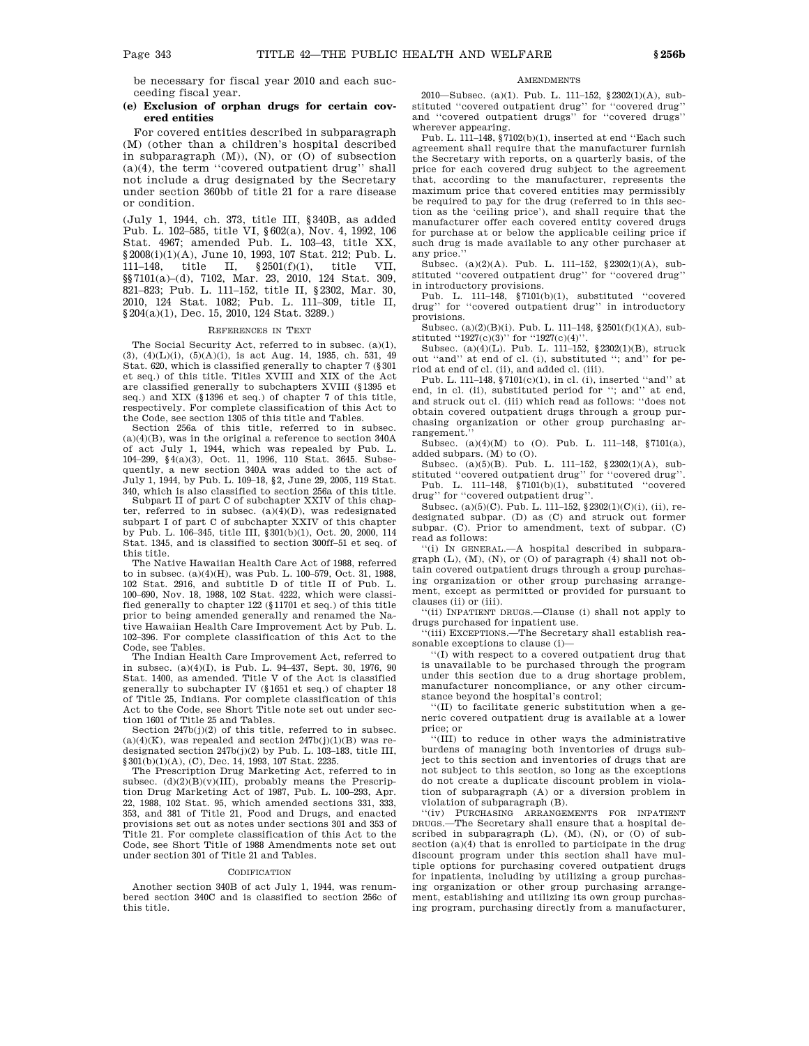be necessary for fiscal year 2010 and each succeeding fiscal year.

**(e) Exclusion of orphan drugs for certain covered entities**

For covered entities described in subparagraph (M) (other than a children's hospital described in subparagraph (M)), (N), or (O) of subsection (a)(4), the term "covered outpatient drug" shall not include a drug designated by the Secretary under section 360bb of title 21 for a rare disease or condition.

(July 1, 1944, ch. 373, title III, §340B, as added Pub. L. 102–585, title VI, §602(a), Nov. 4, 1992, 106 Stat. 4967; amended Pub. L. 103–43, title XX, §2008(i)(1)(A), June 10, 1993, 107 Stat. 212; Pub. L. 111–148, title II, §2501(f)(1), title VII, §§7101(a)–(d), 7102, Mar. 23, 2010, 124 Stat. 309, 821–823; Pub. L. 111–152, title II, §2302, Mar. 30, 2010, 124 Stat. 1082; Pub. L. 111–309, title II, §204(a)(1), Dec. 15, 2010, 124 Stat. 3289.)

REFERENCES IN TEXT

The Social Security Act, referred to in subsec. (a)(1), (3), (4)(L)(i), (5)(A)(i), is act Aug. 14, 1935, ch. 531, 49 Stat. 620, which is classified generally to chapter 7 (§301 et seq.) of this title. Titles XVIII and XIX of the Act are classified generally to subchapters XVIII (§1395 et seq.) and XIX (§1396 et seq.) of chapter 7 of this title, respectively. For complete classification of this Act to the Code, see section 1305 of this title and Tables.

Section 256a of this title, referred to in subsec. (a)(4)(B), was in the original a reference to section 340A of act July 1, 1944, which was repealed by Pub. L. 104–299, §4(a)(3), Oct. 11, 1996, 110 Stat. 3645. Subsequently, a new section 340A was added to the act of July 1, 1944, by Pub. L. 109–18, §2, June 29, 2005, 119 Stat. 340, which is also classified to section 256a of this title.

Subpart II of part C of subchapter XXIV of this chapter, referred to in subsec. (a)(4)(D), was redesignated subpart I of part C of subchapter XXIV of this chapter by Pub. L. 106–345, title III, §301(b)(1), Oct. 20, 2000, 114 Stat. 1345, and is classified to section 300ff–51 et seq. of this title.

The Native Hawaiian Health Care Act of 1988, referred to in subsec. (a)(4)(H), was Pub. L. 100–579, Oct. 31, 1988, 102 Stat. 2916, and subtitle D of title II of Pub. L. 100–690, Nov. 18, 1988, 102 Stat. 4222, which were classified generally to chapter 122 (§11701 et seq.) of this title prior to being amended generally and renamed the Native Hawaiian Health Care Improvement Act by Pub. L. 102–396. For complete classification of this Act to the Code, see Tables.

The Indian Health Care Improvement Act, referred to in subsec. (a)(4)(I), is Pub. L. 94–437, Sept. 30, 1976, 90 Stat. 1400, as amended. Title V of the Act is classified generally to subchapter IV (§1651 et seq.) of chapter 18 of Title 25, Indians. For complete classification of this Act to the Code, see Short Title note set out under section 1601 of Title 25 and Tables.

Section 247b(j)(2) of this title, referred to in subsec. (a)(4)(K), was repealed and section 247b(j)(1)(B) was redesignated section 247b(j)(2) by Pub. L. 103–183, title III, §301(b)(1)(A), (C), Dec. 14, 1993, 107 Stat. 2235.

The Prescription Drug Marketing Act, referred to in subsec. (d)(2)(B)(v)(III), probably means the Prescription Drug Marketing Act of 1987, Pub. L. 100–293, Apr. 22, 1988, 102 Stat. 95, which amended sections 331, 333, 353, and 381 of Title 21, Food and Drugs, and enacted provisions set out as notes under sections 301 and 353 of Title 21. For complete classification of this Act to the Code, see Short Title of 1988 Amendments note set out under section 301 of Title 21 and Tables.

CODIFICATION

Another section 340B of act July 1, 1944, was renumbered section 340C and is classified to section 256c of this title.

AMENDMENTS

2010—Subsec. (a)(1). Pub. L. 111–152, §2302(1)(A), substituted "covered outpatient drug" for "covered drug" and "covered outpatient drugs" for "covered drugs" wherever appearing.

Pub. L. 111–148, §7102(b)(1), inserted at end "Each such agreement shall require that the manufacturer furnish the Secretary with reports, on a quarterly basis, of the price for each covered drug subject to the agreement that, according to the manufacturer, represents the maximum price that covered entities may permissibly be required to pay for the drug (referred to in this section as the 'ceiling price'), and shall require that the manufacturer offer each covered entity covered drugs for purchase at or below the applicable ceiling price if such drug is made available to any other purchaser at any price."

Subsec. (a)(2)(A). Pub. L. 111–152, §2302(1)(A), substituted "covered outpatient drug" for "covered drug" in introductory provisions.

Pub. L. 111–148, §7101(b)(1), substituted "covered drug" for "covered outpatient drug" in introductory provisions.

Subsec. (a)(2)(B)(i). Pub. L. 111–148, §2501(f)(1)(A), substituted "1927(c)(3)" for "1927(c)(4)".

Subsec. (a)(4)(L). Pub. L. 111–152, §2302(1)(B), struck out "and" at end of cl. (i), substituted "; and" for period at end of cl. (ii), and added cl. (iii).

Pub. L. 111–148, §7101(c)(1), in cl. (i), inserted "and" at end, in cl. (ii), substituted period for "; and" at end, and struck out cl. (iii) which read as follows: "does not obtain covered outpatient drugs through a group purchasing organization or other group purchasing arrangement."

Subsec. (a)(4)(M) to (O). Pub. L. 111–148, §7101(a), added subpars. (M) to (O).

Subsec. (a)(5)(B). Pub. L. 111–152, §2302(1)(A), substituted "covered outpatient drug" for "covered drug".

Pub. L. 111–148, §7101(b)(1), substituted "covered drug" for "covered outpatient drug".

Subsec. (a)(5)(C). Pub. L. 111–152, §2302(1)(C)(i), (ii), redesignated subpar. (D) as (C) and struck out former subpar. (C). Prior to amendment, text of subpar. (C) read as follows:

"(i) IN GENERAL.—A hospital described in subparagraph (L), (M), (N), or (O) of paragraph (4) shall not obtain covered outpatient drugs through a group purchasing organization or other group purchasing arrangement, except as permitted or provided for pursuant to clauses (ii) or (iii).

"(ii) INPATIENT DRUGS.—Clause (i) shall not apply to drugs purchased for inpatient use.

"(iii) EXCEPTIONS.—The Secretary shall establish reasonable exceptions to clause (i)—

"(I) with respect to a covered outpatient drug that is unavailable to be purchased through the program under this section due to a drug shortage problem, manufacturer noncompliance, or any other circumstance beyond the hospital's control;

"(II) to facilitate generic substitution when a generic covered outpatient drug is available at a lower price; or

"(III) to reduce in other ways the administrative burdens of managing both inventories of drugs subject to this section and inventories of drugs that are not subject to this section, so long as the exceptions do not create a duplicate discount problem in violation of subparagraph (A) or a diversion problem in violation of subparagraph (B).

"(iv) PURCHASING ARRANGEMENTS FOR INPATIENT DRUGS.—The Secretary shall ensure that a hospital described in subparagraph (L), (M), (N), or (O) of subsection (a)(4) that is enrolled to participate in the drug discount program under this section shall have multiple options for purchasing covered outpatient drugs for inpatients, including by utilizing a group purchasing organization or other group purchasing arrangement, establishing and utilizing its own group purchasing program, purchasing directly from a manufacturer,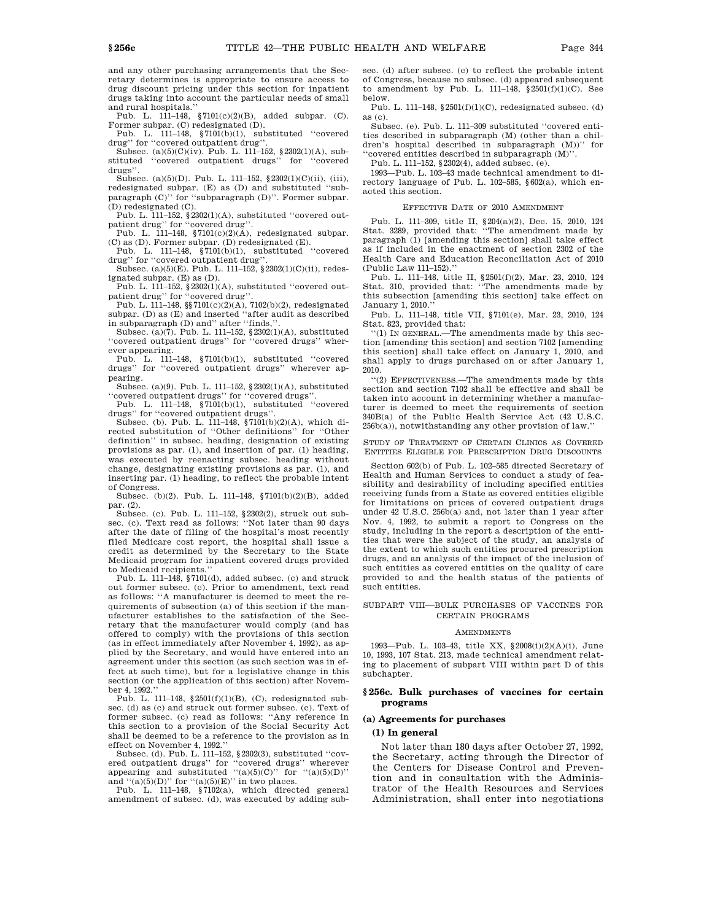and any other purchasing arrangements that the Secretary determines is appropriate to ensure access to drug discount pricing under this section for inpatient drugs taking into account the particular needs of small and rural hospitals.''

Pub. L. 111–148, §7101(c)(2)(B), added subpar. (C). Former subpar. (C) redesignated (D).

Pub. L. 111–148, §7101(b)(1), substituted ''covered drug'' for ''covered outpatient drug''.

Subsec. (a)(5)(C)(iv). Pub. L. 111–152, §2302(1)(A), substituted ''covered outpatient drugs'' for ''covered drugs''.

Subsec. (a)(5)(D). Pub. L. 111–152, §2302(1)(C)(ii), (iii), redesignated subpar. (E) as (D) and substituted ''subparagraph (C)'' for ''subparagraph (D)''. Former subpar. (D) redesignated (C).

Pub. L. 111–152, §2302(1)(A), substituted ''covered outpatient drug'' for ''covered drug''.

Pub. L. 111–148, §7101(c)(2)(A), redesignated subpar. (C) as (D). Former subpar. (D) redesignated (E).

Pub. L. 111–148, §7101(b)(1), substituted ''covered drug'' for ''covered outpatient drug''.

Subsec. (a)(5)(E). Pub. L. 111–152, §2302(1)(C)(ii), redesignated subpar. (E) as (D).

Pub. L. 111–152, §2302(1)(A), substituted ''covered outpatient drug'' for ''covered drug''.

Pub. L. 111–148, §§7101(c)(2)(A), 7102(b)(2), redesignated subpar. (D) as (E) and inserted ''after audit as described in subparagraph (D) and'' after ''finds,''.

Subsec. (a)(7). Pub. L. 111–152, §2302(1)(A), substituted ''covered outpatient drugs'' for ''covered drugs'' wherever appearing.

Pub. L. 111–148, §7101(b)(1), substituted ''covered drugs'' for ''covered outpatient drugs'' wherever appearing.

Subsec. (a)(9). Pub. L. 111–152, §2302(1)(A), substituted ''covered outpatient drugs'' for ''covered drugs''.

Pub. L. 111–148, §7101(b)(1), substituted ''covered drugs'' for ''covered outpatient drugs''.

Subsec. (b). Pub. L. 111–148, §7101(b)(2)(A), which directed substitution of ''Other definitions'' for ''Other definition'' in subsec. heading, designation of existing provisions as par. (1), and insertion of par. (1) heading, was executed by reenacting subsec. heading without change, designating existing provisions as par. (1), and inserting par. (1) heading, to reflect the probable intent of Congress.

Subsec. (b)(2). Pub. L. 111–148, §7101(b)(2)(B), added par. (2).

Subsec. (c). Pub. L. 111–152, §2302(2), struck out subsec. (c). Text read as follows: ''Not later than 90 days after the date of filing of the hospital's most recently filed Medicare cost report, the hospital shall issue a credit as determined by the Secretary to the State Medicaid program for inpatient covered drugs provided to Medicaid recipients.''

Pub. L. 111–148, §7101(d), added subsec. (c) and struck out former subsec. (c). Prior to amendment, text read as follows: ''A manufacturer is deemed to meet the requirements of subsection (a) of this section if the manufacturer establishes to the satisfaction of the Secretary that the manufacturer would comply (and has offered to comply) with the provisions of this section (as in effect immediately after November 4, 1992), as applied by the Secretary, and would have entered into an agreement under this section (as such section was in effect at such time), but for a legislative change in this section (or the application of this section) after November 4, 1992.''

Pub. L. 111–148, §2501(f)(1)(B), (C), redesignated subsec. (d) as (c) and struck out former subsec. (c). Text of former subsec. (c) read as follows: ''Any reference in this section to a provision of the Social Security Act shall be deemed to be a reference to the provision as in effect on November 4, 1992.''

Subsec. (d). Pub. L. 111–152, §2302(3), substituted ''covered outpatient drugs'' for ''covered drugs'' wherever appearing and substituted ''(a)(5)(C)'' for ''(a)(5)(D)'' and ''(a)(5)(D)'' for ''(a)(5)(E)'' in two places.

Pub. L. 111–148, §7102(a), which directed general amendment of subsec. (d), was executed by adding subsec. (d) after subsec. (c) to reflect the probable intent of Congress, because no subsec. (d) appeared subsequent to amendment by Pub. L. 111–148, §2501(f)(1)(C). See below.

Pub. L. 111–148, §2501(f)(1)(C), redesignated subsec. (d) as (c).

Subsec. (e). Pub. L. 111–309 substituted ''covered entities described in subparagraph (M) (other than a children's hospital described in subparagraph (M))'' for ''covered entities described in subparagraph (M)''.

Pub. L. 111–152, §2302(4), added subsec. (e).

1993—Pub. L. 103–43 made technical amendment to directory language of Pub. L. 102–585, §602(a), which enacted this section.

EFFECTIVE DATE OF 2010 AMENDMENT

Pub. L. 111–309, title II, §204(a)(2), Dec. 15, 2010, 124 Stat. 3289, provided that: ''The amendment made by paragraph (1) [amending this section] shall take effect as if included in the enactment of section 2302 of the Health Care and Education Reconciliation Act of 2010 (Public Law 111–152).''

Pub. L. 111–148, title II, §2501(f)(2), Mar. 23, 2010, 124 Stat. 310, provided that: ''The amendments made by this subsection [amending this section] take effect on January 1, 2010.''

Pub. L. 111–148, title VII, §7101(e), Mar. 23, 2010, 124 Stat. 823, provided that:

''(1) IN GENERAL.—The amendments made by this section [amending this section] and section 7102 [amending this section] shall take effect on January 1, 2010, and shall apply to drugs purchased on or after January 1, 2010.

''(2) EFFECTIVENESS.—The amendments made by this section and section 7102 shall be effective and shall be taken into account in determining whether a manufacturer is deemed to meet the requirements of section 340B(a) of the Public Health Service Act (42 U.S.C. 256b(a)), notwithstanding any other provision of law.''

STUDY OF TREATMENT OF CERTAIN CLINICS AS COVERED ENTITIES ELIGIBLE FOR PRESCRIPTION DRUG DISCOUNTS

Section 602(b) of Pub. L. 102–585 directed Secretary of Health and Human Services to conduct a study of feasibility and desirability of including specified entities receiving funds from a State as covered entities eligible for limitations on prices of covered outpatient drugs under 42 U.S.C. 256b(a) and, not later than 1 year after Nov. 4, 1992, to submit a report to Congress on the study, including in the report a description of the entities that were the subject of the study, an analysis of the extent to which such entities procured prescription drugs, and an analysis of the impact of the inclusion of such entities as covered entities on the quality of care provided to and the health status of the patients of such entities.

SUBPART VIII—BULK PURCHASES OF VACCINES FOR CERTAIN PROGRAMS

AMENDMENTS

1993—Pub. L. 103–43, title XX, §2008(i)(2)(A)(i), June 10, 1993, 107 Stat. 213, made technical amendment relating to placement of subpart VIII within part D of this subchapter.

## §256c. Bulk purchases of vaccines for certain programs

### (a) Agreements for purchases

#### (1) In general

Not later than 180 days after October 27, 1992, the Secretary, acting through the Director of the Centers for Disease Control and Prevention and in consultation with the Administrator of the Health Resources and Services Administration, shall enter into negotiations